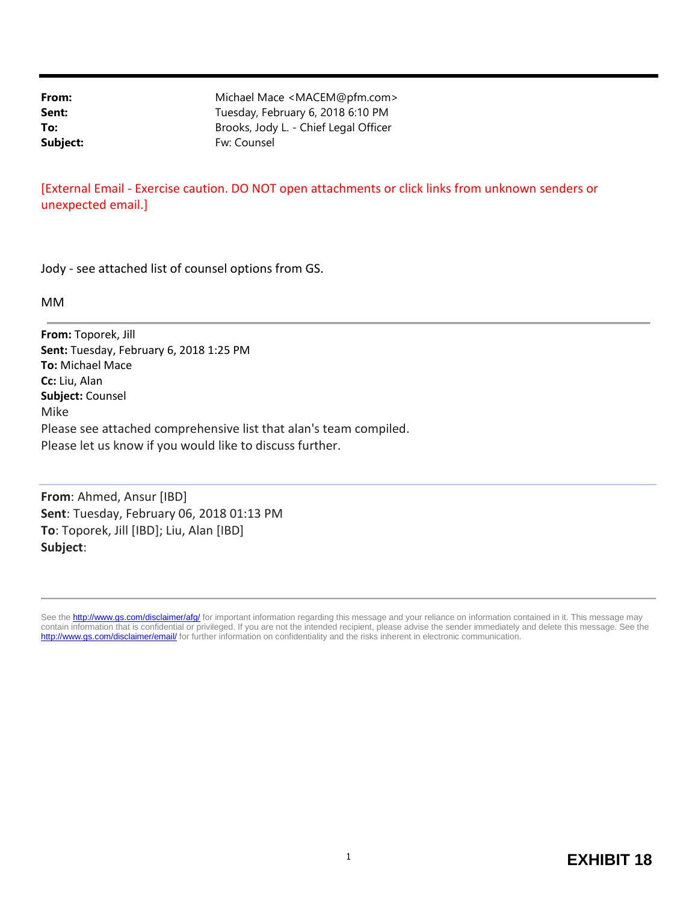**From:** Michael Mace <MACEM@pfm.com>
**Sent:** Tuesday, February 6, 2018 6:10 PM
**To:** Brooks, Jody L. - Chief Legal Officer
**Subject:** Fw: Counsel

[External Email - Exercise caution. DO NOT open attachments or click links from unknown senders or unexpected email.]

Jody - see attached list of counsel options from GS.

MM

---

**From:** Toporek, Jill
**Sent:** Tuesday, February 6, 2018 1:25 PM
**To:** Michael Mace
**Cc:** Liu, Alan
**Subject:** Counsel

Mike

Please see attached comprehensive list that alan's team compiled.

Please let us know if you would like to discuss further.

---

**From**: Ahmed, Ansur [IBD]
**Sent**: Tuesday, February 06, 2018 01:13 PM
**To**: Toporek, Jill [IBD]; Liu, Alan [IBD]
**Subject**:

---

See the http://www.gs.com/disclaimer/afg/ for important information regarding this message and your reliance on information contained in it. This message may contain information that is confidential or privileged. If you are not the intended recipient, please advise the sender immediately and delete this message. See the http://www.gs.com/disclaimer/email/ for further information on confidentiality and the risks inherent in electronic communication.

**EXHIBIT 18**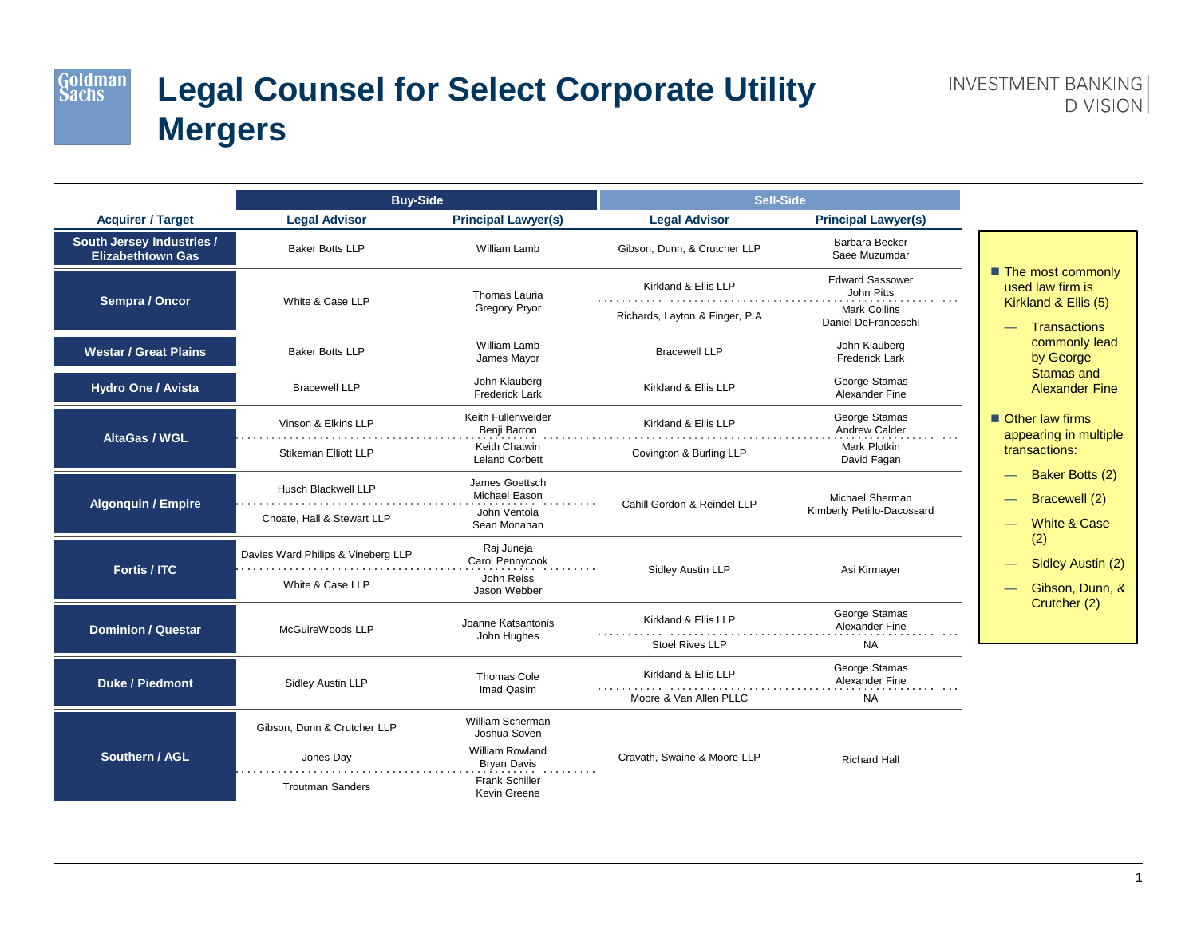# Legal Counsel for Select Corporate Utility Mergers

| Acquirer / Target | Buy-Side Legal Advisor | Buy-Side Principal Lawyer(s) | Sell-Side Legal Advisor | Sell-Side Principal Lawyer(s) |
|---|---|---|---|---|
| South Jersey Industries / Elizabethtown Gas | Baker Botts LLP | William Lamb | Gibson, Dunn, & Crutcher LLP | Barbara Becker<br>Saee Muzumdar |
| Sempra / Oncor | White & Case LLP | Thomas Lauria<br>Gregory Pryor | Kirkland & Ellis LLP | Edward Sassower<br>John Pitts |
| | | | Richards, Layton & Finger, P.A | Mark Collins<br>Daniel DeFranceschi |
| Westar / Great Plains | Baker Botts LLP | William Lamb<br>James Mayor | Bracewell LLP | John Klauberg<br>Frederick Lark |
| Hydro One / Avista | Bracewell LLP | John Klauberg<br>Frederick Lark | Kirkland & Ellis LLP | George Stamas<br>Alexander Fine |
| AltaGas / WGL | Vinson & Elkins LLP | Keith Fullenweider<br>Benji Barron | Kirkland & Ellis LLP | George Stamas<br>Andrew Calder |
| | Stikeman Elliott LLP | Keith Chatwin<br>Leland Corbett | Covington & Burling LLP | Mark Plotkin<br>David Fagan |
| Algonquin / Empire | Husch Blackwell LLP | James Goettsch<br>Michael Eason | Cahill Gordon & Reindel LLP | Michael Sherman<br>Kimberly Petillo-Dacossard |
| | Choate, Hall & Stewart LLP | John Ventola<br>Sean Monahan | | |
| Fortis / ITC | Davies Ward Philips & Vineberg LLP | Raj Juneja<br>Carol Pennycook | Sidley Austin LLP | Asi Kirmayer |
| | White & Case LLP | John Reiss<br>Jason Webber | | |
| Dominion / Questar | McGuireWoods LLP | Joanne Katsantonis<br>John Hughes | Kirkland & Ellis LLP | George Stamas<br>Alexander Fine |
| | | | Stoel Rives LLP | NA |
| Duke / Piedmont | Sidley Austin LLP | Thomas Cole<br>Imad Qasim | Kirkland & Ellis LLP | George Stamas<br>Alexander Fine |
| | | | Moore & Van Allen PLLC | NA |
| Southern / AGL | Gibson, Dunn & Crutcher LLP | William Scherman<br>Joshua Soven | Cravath, Swaine & Moore LLP | Richard Hall |
| | Jones Day | William Rowland<br>Bryan Davis | | |
| | Troutman Sanders | Frank Schiller<br>Kevin Greene | | |

- The most commonly used law firm is Kirkland & Ellis (5)
  - Transactions commonly lead by George Stamas and Alexander Fine
- Other law firms appearing in multiple transactions:
  - Baker Botts (2)
  - Bracewell (2)
  - White & Case (2)
  - Sidley Austin (2)
  - Gibson, Dunn, & Crutcher (2)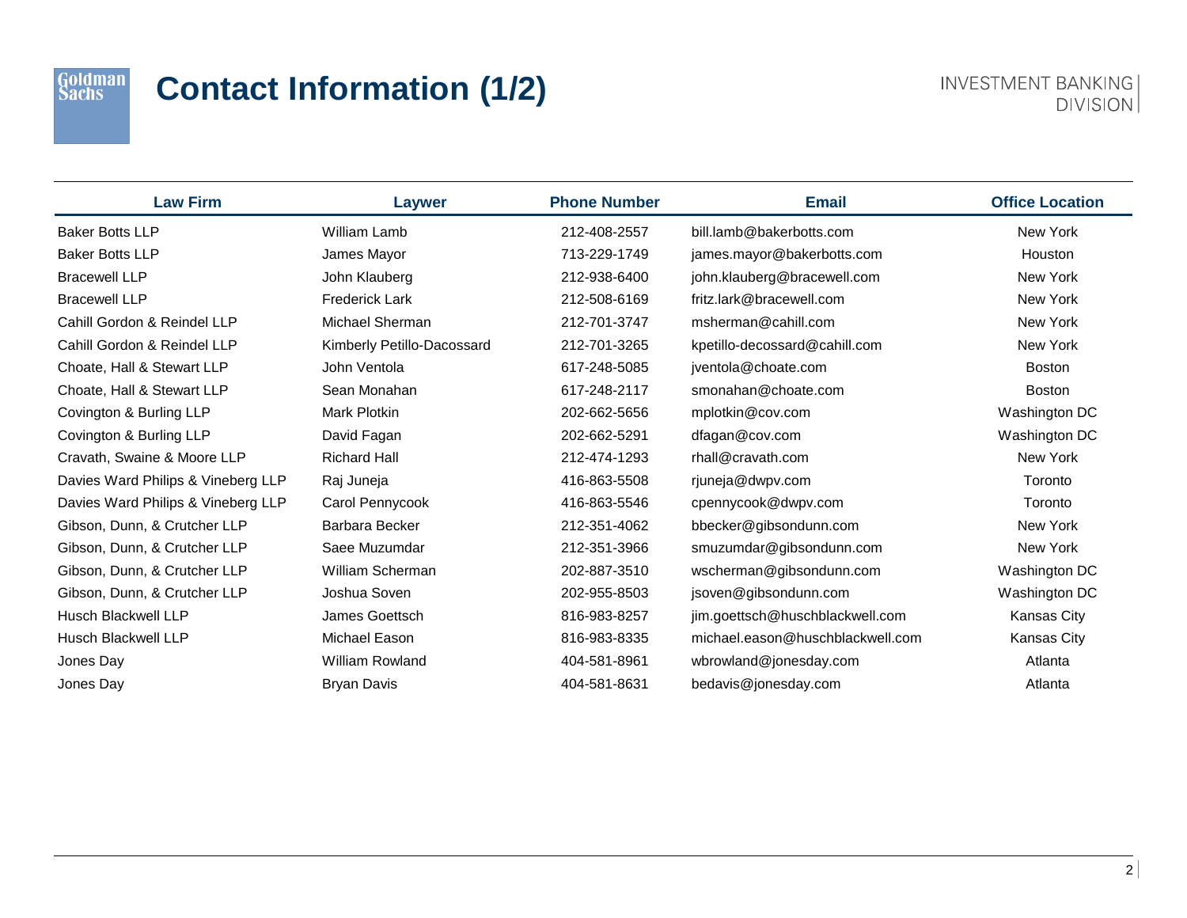# Contact Information (1/2)

INVESTMENT BANKING DIVISION

| Law Firm | Laywer | Phone Number | Email | Office Location |
|---|---|---|---|---|
| Baker Botts LLP | William Lamb | 212-408-2557 | bill.lamb@bakerbotts.com | New York |
| Baker Botts LLP | James Mayor | 713-229-1749 | james.mayor@bakerbotts.com | Houston |
| Bracewell LLP | John Klauberg | 212-938-6400 | john.klauberg@bracewell.com | New York |
| Bracewell LLP | Frederick Lark | 212-508-6169 | fritz.lark@bracewell.com | New York |
| Cahill Gordon & Reindel LLP | Michael Sherman | 212-701-3747 | msherman@cahill.com | New York |
| Cahill Gordon & Reindel LLP | Kimberly Petillo-Dacossard | 212-701-3265 | kpetillo-decossard@cahill.com | New York |
| Choate, Hall & Stewart LLP | John Ventola | 617-248-5085 | jventola@choate.com | Boston |
| Choate, Hall & Stewart LLP | Sean Monahan | 617-248-2117 | smonahan@choate.com | Boston |
| Covington & Burling LLP | Mark Plotkin | 202-662-5656 | mplotkin@cov.com | Washington DC |
| Covington & Burling LLP | David Fagan | 202-662-5291 | dfagan@cov.com | Washington DC |
| Cravath, Swaine & Moore LLP | Richard Hall | 212-474-1293 | rhall@cravath.com | New York |
| Davies Ward Philips & Vineberg LLP | Raj Juneja | 416-863-5508 | rjuneja@dwpv.com | Toronto |
| Davies Ward Philips & Vineberg LLP | Carol Pennycook | 416-863-5546 | cpennycook@dwpv.com | Toronto |
| Gibson, Dunn, & Crutcher LLP | Barbara Becker | 212-351-4062 | bbecker@gibsondunn.com | New York |
| Gibson, Dunn, & Crutcher LLP | Saee Muzumdar | 212-351-3966 | smuzumdar@gibsondunn.com | New York |
| Gibson, Dunn, & Crutcher LLP | William Scherman | 202-887-3510 | wscherman@gibsondunn.com | Washington DC |
| Gibson, Dunn, & Crutcher LLP | Joshua Soven | 202-955-8503 | jsoven@gibsondunn.com | Washington DC |
| Husch Blackwell LLP | James Goettsch | 816-983-8257 | jim.goettsch@huschblackwell.com | Kansas City |
| Husch Blackwell LLP | Michael Eason | 816-983-8335 | michael.eason@huschblackwell.com | Kansas City |
| Jones Day | William Rowland | 404-581-8961 | wbrowland@jonesday.com | Atlanta |
| Jones Day | Bryan Davis | 404-581-8631 | bedavis@jonesday.com | Atlanta |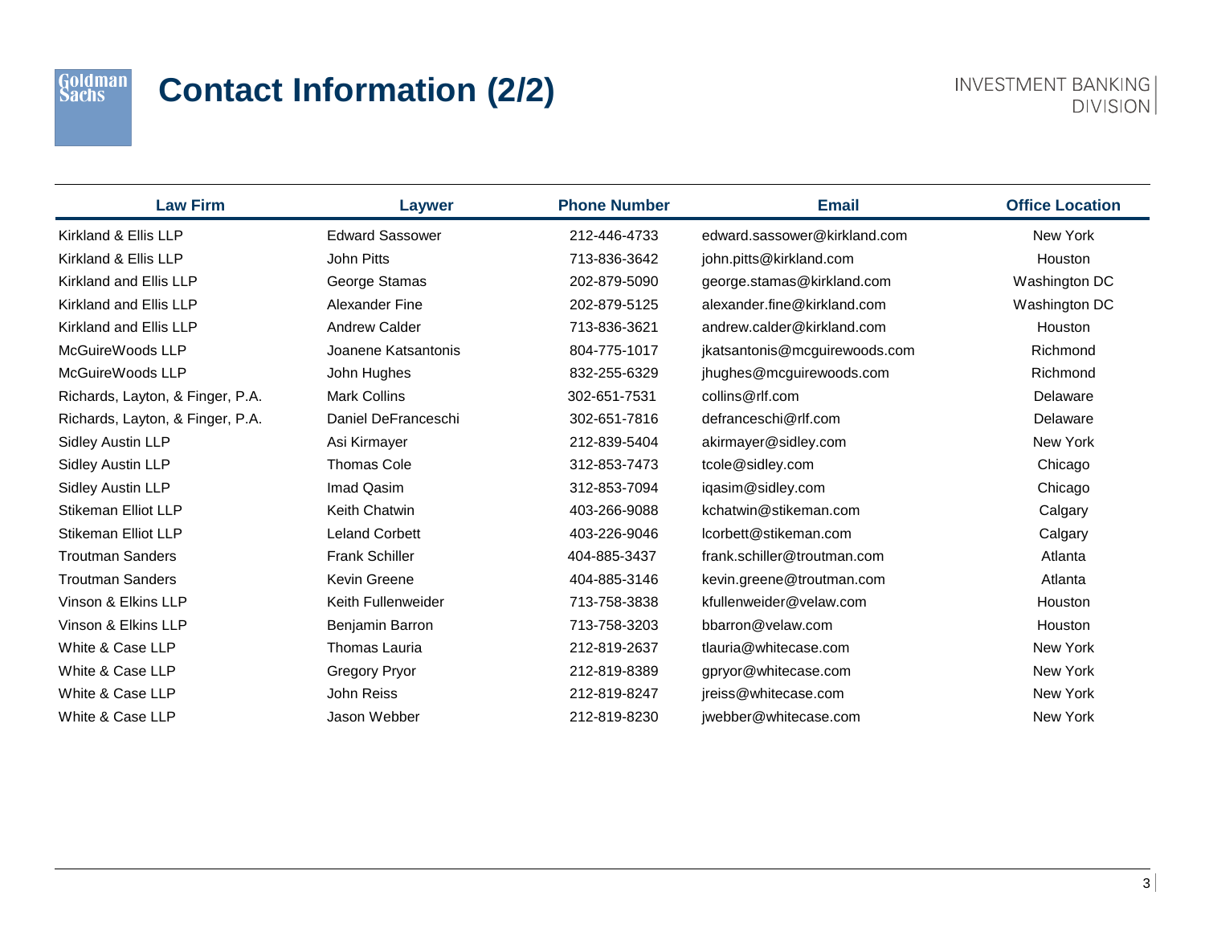# Contact Information (2/2)

| Law Firm | Laywer | Phone Number | Email | Office Location |
|---|---|---|---|---|
| Kirkland & Ellis LLP | Edward Sassower | 212-446-4733 | edward.sassower@kirkland.com | New York |
| Kirkland & Ellis LLP | John Pitts | 713-836-3642 | john.pitts@kirkland.com | Houston |
| Kirkland and Ellis LLP | George Stamas | 202-879-5090 | george.stamas@kirkland.com | Washington DC |
| Kirkland and Ellis LLP | Alexander Fine | 202-879-5125 | alexander.fine@kirkland.com | Washington DC |
| Kirkland and Ellis LLP | Andrew Calder | 713-836-3621 | andrew.calder@kirkland.com | Houston |
| McGuireWoods LLP | Joanene Katsantonis | 804-775-1017 | jkatsantonis@mcguirewoods.com | Richmond |
| McGuireWoods LLP | John Hughes | 832-255-6329 | jhughes@mcguirewoods.com | Richmond |
| Richards, Layton, & Finger, P.A. | Mark Collins | 302-651-7531 | collins@rlf.com | Delaware |
| Richards, Layton, & Finger, P.A. | Daniel DeFranceschi | 302-651-7816 | defranceschi@rlf.com | Delaware |
| Sidley Austin LLP | Asi Kirmayer | 212-839-5404 | akirmayer@sidley.com | New York |
| Sidley Austin LLP | Thomas Cole | 312-853-7473 | tcole@sidley.com | Chicago |
| Sidley Austin LLP | Imad Qasim | 312-853-7094 | iqasim@sidley.com | Chicago |
| Stikeman Elliot LLP | Keith Chatwin | 403-266-9088 | kchatwin@stikeman.com | Calgary |
| Stikeman Elliot LLP | Leland Corbett | 403-226-9046 | lcorbett@stikeman.com | Calgary |
| Troutman Sanders | Frank Schiller | 404-885-3437 | frank.schiller@troutman.com | Atlanta |
| Troutman Sanders | Kevin Greene | 404-885-3146 | kevin.greene@troutman.com | Atlanta |
| Vinson & Elkins LLP | Keith Fullenweider | 713-758-3838 | kfullenweider@velaw.com | Houston |
| Vinson & Elkins LLP | Benjamin Barron | 713-758-3203 | bbarron@velaw.com | Houston |
| White & Case LLP | Thomas Lauria | 212-819-2637 | tlauria@whitecase.com | New York |
| White & Case LLP | Gregory Pryor | 212-819-8389 | gpryor@whitecase.com | New York |
| White & Case LLP | John Reiss | 212-819-8247 | jreiss@whitecase.com | New York |
| White & Case LLP | Jason Webber | 212-819-8230 | jwebber@whitecase.com | New York |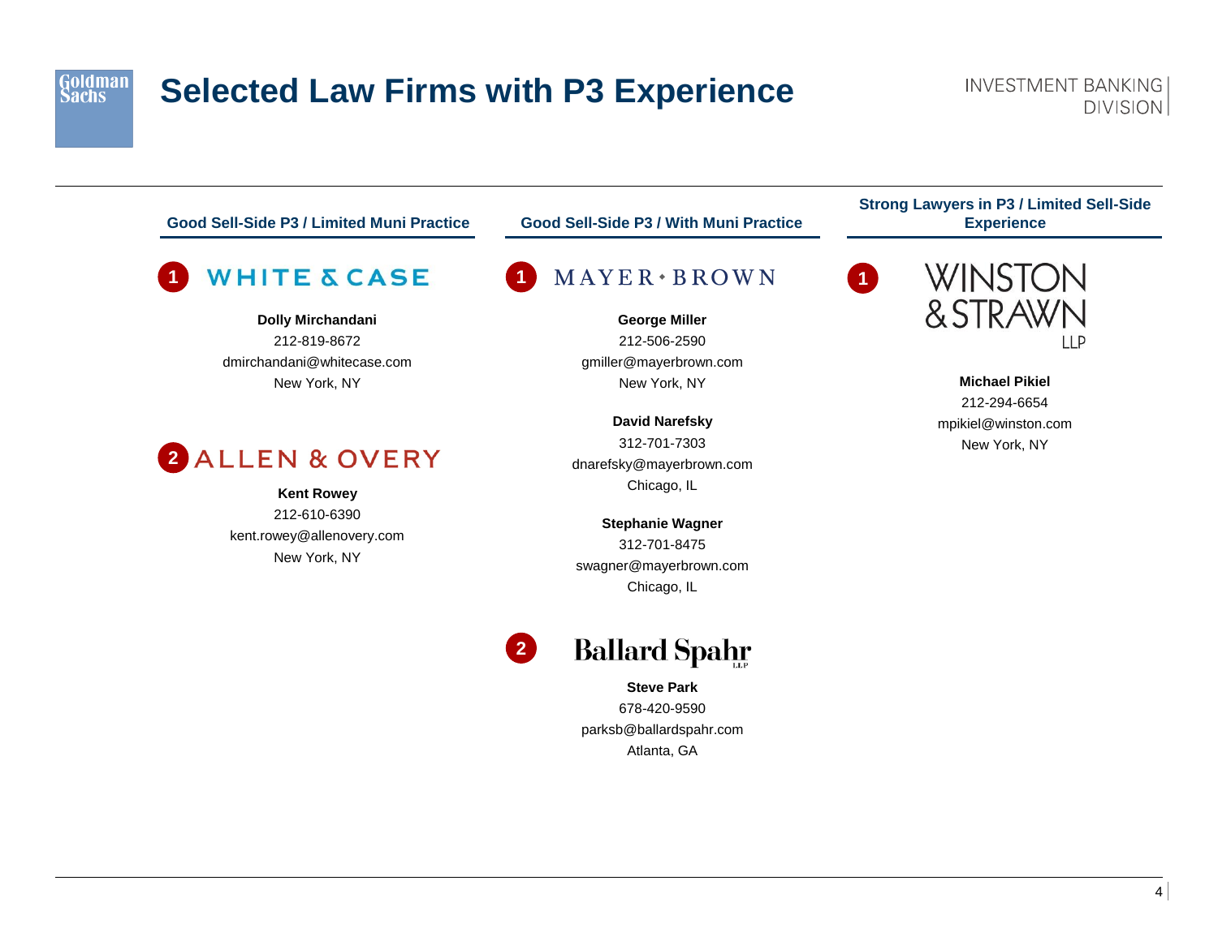# Selected Law Firms with P3 Experience

INVESTMENT BANKING DIVISION

## Good Sell-Side P3 / Limited Muni Practice

**1 WHITE & CASE**

**Dolly Mirchandani**
212-819-8672
dmirchandani@whitecase.com
New York, NY

**2 ALLEN & OVERY**

**Kent Rowey**
212-610-6390
kent.rowey@allenovery.com
New York, NY

## Good Sell-Side P3 / With Muni Practice

**1 MAYER • BROWN**

**George Miller**
212-506-2590
gmiller@mayerbrown.com
New York, NY

**David Narefsky**
312-701-7303
dnarefsky@mayerbrown.com
Chicago, IL

**Stephanie Wagner**
312-701-8475
swagner@mayerbrown.com
Chicago, IL

**2 Ballard Spahr LLP**

**Steve Park**
678-420-9590
parksb@ballardspahr.com
Atlanta, GA

## Strong Lawyers in P3 / Limited Sell-Side Experience

**1 WINSTON & STRAWN LLP**

**Michael Pikiel**
212-294-6654
mpikiel@winston.com
New York, NY